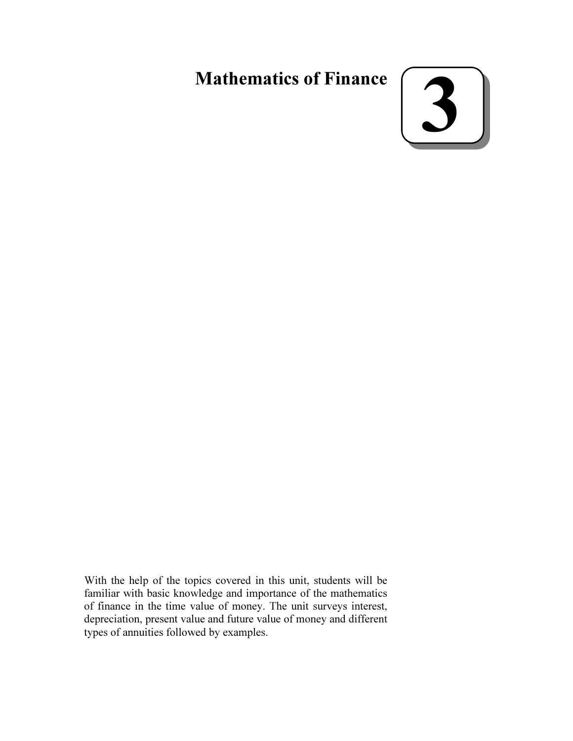# Mathematics of Finance

# 3

With the help of the topics covered in this unit, students will be familiar with basic knowledge and importance of the mathematics of finance in the time value of money. The unit surveys interest, depreciation, present value and future value of money and different types of annuities followed by examples.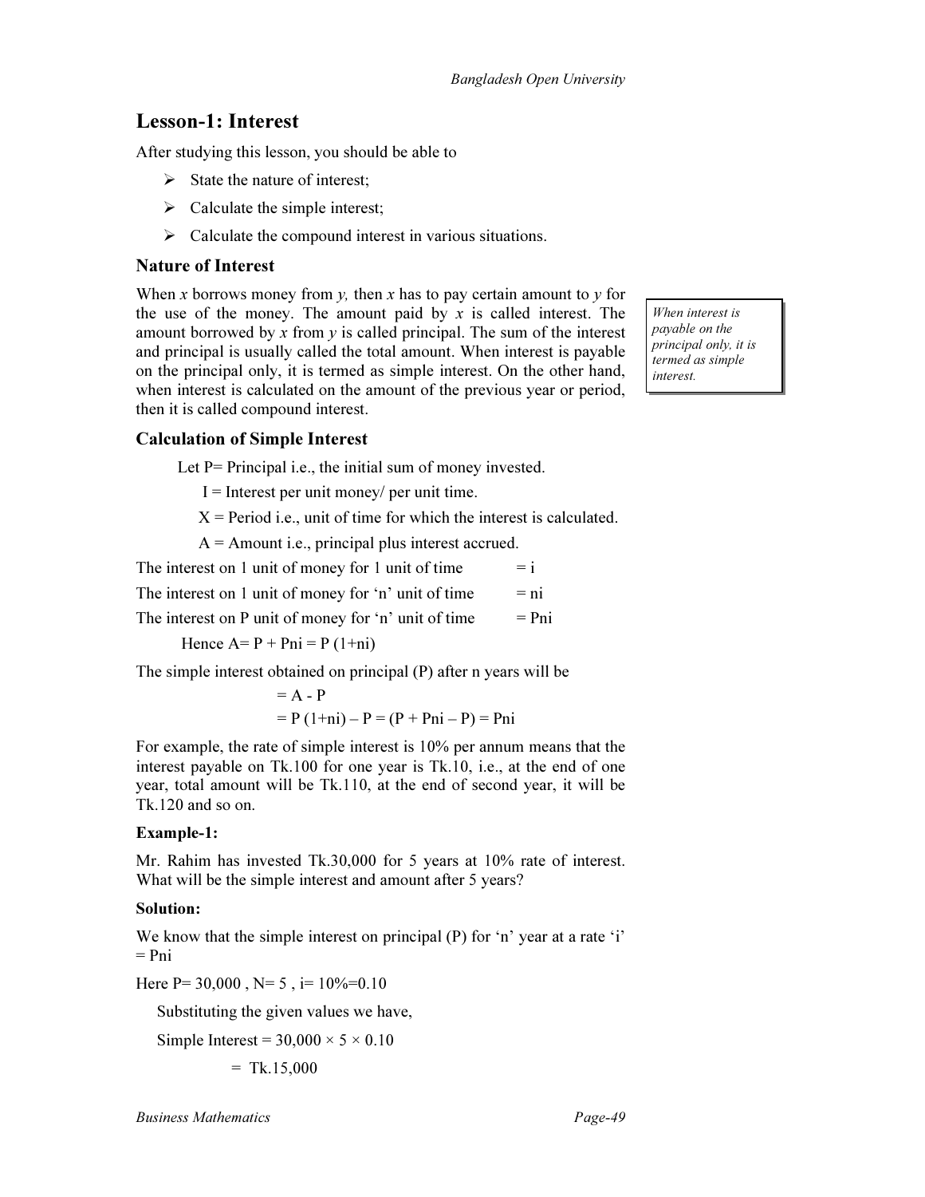## Lesson-1: Interest

After studying this lesson, you should be able to

- State the nature of interest;
- Calculate the simple interest;
- Calculate the compound interest in various situations.

### Nature of Interest

When $x$ borrows money from $y$, then $x$ has to pay certain amount to $y$ for the use of the money. The amount paid by $x$ is called interest. The amount borrowed by $x$ from $y$ is called principal. The sum of the interest and principal is usually called the total amount. When interest is payable on the principal only, it is termed as simple interest. On the other hand, when interest is calculated on the amount of the previous year or period, then it is called compound interest.

*When interest is payable on the principal only, it is termed as simple interest.*

### Calculation of Simple Interest

Let P= Principal i.e., the initial sum of money invested.

I = Interest per unit money/ per unit time.

X = Period i.e., unit of time for which the interest is calculated.

A = Amount i.e., principal plus interest accrued.

The interest on 1 unit of money for 1 unit of time $= i$

The interest on 1 unit of money for 'n' unit of time $= ni$

The interest on P unit of money for 'n' unit of time $= Pni$

Hence $A = P + Pni = P(1+ni)$

The simple interest obtained on principal (P) after n years will be

$$= A - P$$

$$= P(1+ni) - P = (P + Pni - P) = Pni$$

For example, the rate of simple interest is 10% per annum means that the interest payable on Tk.100 for one year is Tk.10, i.e., at the end of one year, total amount will be Tk.110, at the end of second year, it will be Tk.120 and so on.

**Example-1:**

Mr. Rahim has invested Tk.30,000 for 5 years at 10% rate of interest. What will be the simple interest and amount after 5 years?

**Solution:**

We know that the simple interest on principal (P) for 'n' year at a rate 'i' $= Pni$

Here $P = 30{,}000$ , $N = 5$ , $i = 10\% = 0.10$

Substituting the given values we have,

Simple Interest $= 30{,}000 \times 5 \times 0.10$

$=$ Tk.15,000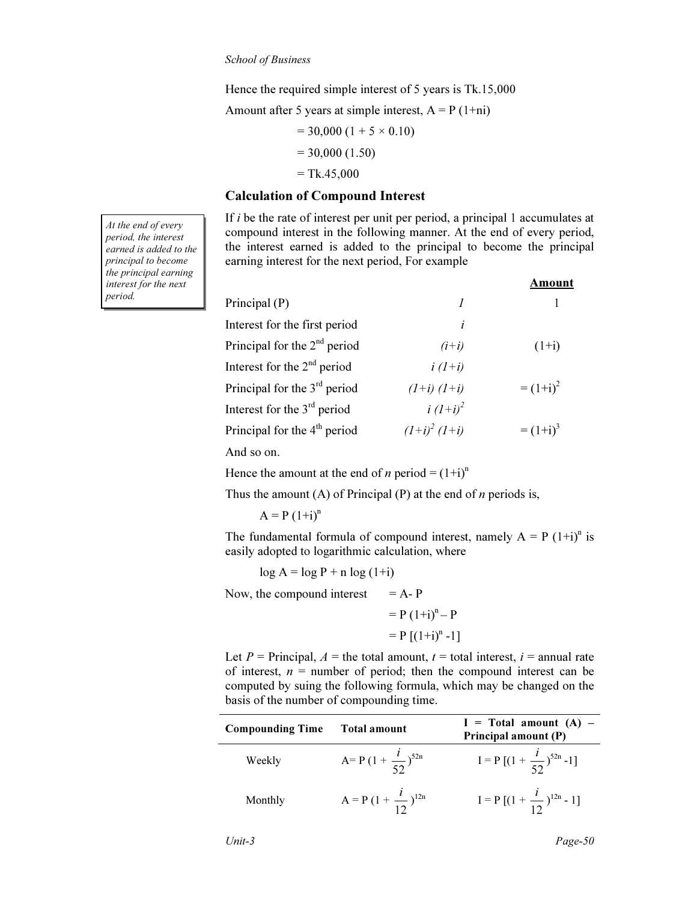Hence the required simple interest of 5 years is Tk.15,000

Amount after 5 years at simple interest, $A = P(1+ni)$

$= 30,000 (1 + 5 \times 0.10)$

$= 30,000 (1.50)$

$=$ Tk.45,000

### Calculation of Compound Interest

*At the end of every period, the interest earned is added to the principal to become the principal earning interest for the next period.*

If $i$ be the rate of interest per unit per period, a principal 1 accumulates at compound interest in the following manner. At the end of every period, the interest earned is added to the principal to become the principal earning interest for the next period, For example

| | | **Amount** |
|---|---|---|
| Principal (P) | $1$ | 1 |
| Interest for the first period | $i$ | |
| Principal for the 2nd period | $(i+i)$ | $(1+i)$ |
| Interest for the 2nd period | $i(1+i)$ | |
| Principal for the 3rd period | $(1+i)(1+i)$ | $= (1+i)^2$ |
| Interest for the 3rd period | $i(1+i)^2$ | |
| Principal for the 4th period | $(1+i)^2 (1+i)$ | $= (1+i)^3$ |

And so on.

Hence the amount at the end of $n$ period $= (1+i)^n$

Thus the amount (A) of Principal (P) at the end of $n$ periods is,

$A = P(1+i)^n$

The fundamental formula of compound interest, namely $A = P(1+i)^n$ is easily adopted to logarithmic calculation, where

$\log A = \log P + n \log(1+i)$

Now, the compound interest $= A - P$

$= P(1+i)^n - P$

$= P[(1+i)^n - 1]$

Let $P$ = Principal, $A$ = the total amount, $t$ = total interest, $i$ = annual rate of interest, $n$ = number of period; then the compound interest can be computed by suing the following formula, which may be changed on the basis of the number of compounding time.

| Compounding Time | Total amount | I = Total amount (A) – Principal amount (P) |
|---|---|---|
| Weekly | $A = P\left(1 + \frac{i}{52}\right)^{52n}$ | $I = P\left[\left(1 + \frac{i}{52}\right)^{52n} - 1\right]$ |
| Monthly | $A = P\left(1 + \frac{i}{12}\right)^{12n}$ | $I = P\left[\left(1 + \frac{i}{12}\right)^{12n} - 1\right]$ |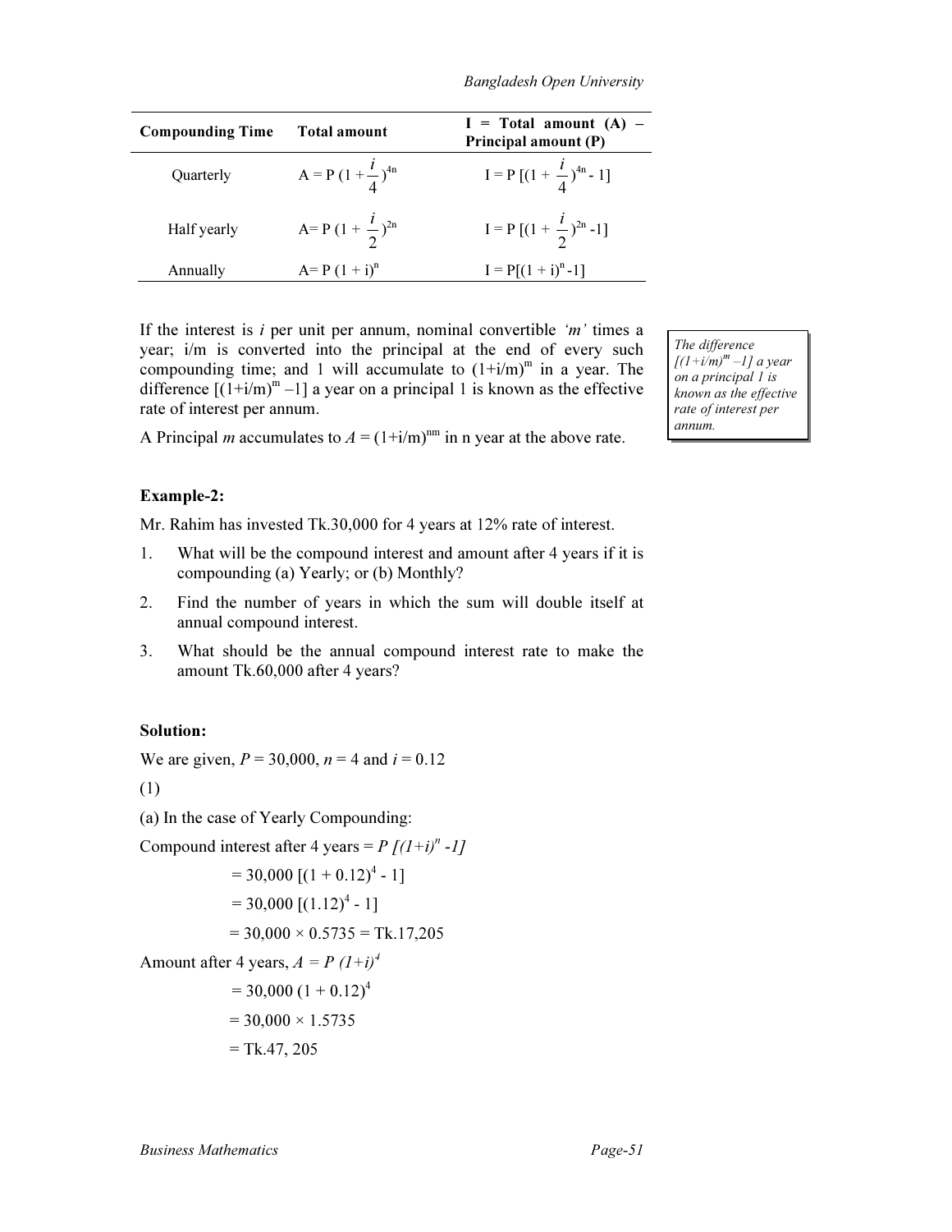| Compounding Time | Total amount | I = Total amount (A) – Principal amount (P) |
|---|---|---|
| Quarterly | $A = P\left(1+\frac{i}{4}\right)^{4n}$ | $I = P\left[\left(1+\frac{i}{4}\right)^{4n} - 1\right]$ |
| Half yearly | $A = P\left(1+\frac{i}{2}\right)^{2n}$ | $I = P\left[\left(1+\frac{i}{2}\right)^{2n} - 1\right]$ |
| Annually | $A = P(1+i)^n$ | $I = P[(1+i)^n - 1]$ |

If the interest is $i$ per unit per annum, nominal convertible *'m'* times a year; i/m is converted into the principal at the end of every such compounding time; and 1 will accumulate to $(1+i/m)^m$ in a year. The difference $[(1+i/m)^m - 1]$ a year on a principal 1 is known as the effective rate of interest per annum.

*The difference $[(1+i/m)^m - 1]$ a year on a principal 1 is known as the effective rate of interest per annum.*

A Principal *m* accumulates to $A = (1+i/m)^{nm}$ in n year at the above rate.

**Example-2:**

Mr. Rahim has invested Tk.30,000 for 4 years at 12% rate of interest.

1. What will be the compound interest and amount after 4 years if it is compounding (a) Yearly; or (b) Monthly?
2. Find the number of years in which the sum will double itself at annual compound interest.
3. What should be the annual compound interest rate to make the amount Tk.60,000 after 4 years?

**Solution:**

We are given, $P = 30,000$, $n = 4$ and $i = 0.12$

(1)

(a) In the case of Yearly Compounding:

Compound interest after 4 years = $P[(1+i)^n - 1]$

$= 30,000[(1 + 0.12)^4 - 1]$

$= 30,000[(1.12)^4 - 1]$

$= 30,000 \times 0.5735 =$ Tk.17,205

Amount after 4 years, $A = P(1+i)^4$

$= 30,000(1 + 0.12)^4$

$= 30,000 \times 1.5735$

= Tk.47, 205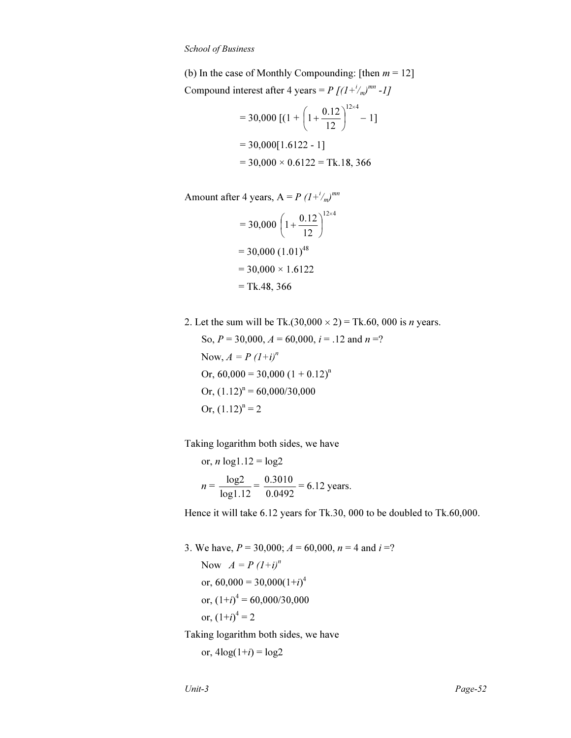(b) In the case of Monthly Compounding: [then $m = 12$]

Compound interest after 4 years = $P\,[(1+{}^{i}/_{m})^{mn} - 1]$

$$= 30{,}000\ [(1 + \left(1+\frac{0.12}{12}\right)^{12\times 4} - 1]$$

$$= 30{,}000[1.6122 - 1]$$

$$= 30{,}000 \times 0.6122 = \text{Tk.}18,366$$

Amount after 4 years, $A = P\,(1+{}^{i}/_{m})^{mn}$

$$= 30{,}000\left(1+\frac{0.12}{12}\right)^{12\times 4}$$

$$= 30{,}000\,(1.01)^{48}$$

$$= 30{,}000 \times 1.6122$$

$$= \text{Tk.}48,366$$

2. Let the sum will be Tk.$(30{,}000 \times 2)$ = Tk.60, 000 is $n$ years.

So, $P = 30{,}000$, $A = 60{,}000$, $i = .12$ and $n$ =?

Now, $A = P\,(1+i)^n$

Or, $60{,}000 = 30{,}000\,(1 + 0.12)^n$

Or, $(1.12)^n = 60{,}000/30{,}000$

Or, $(1.12)^n = 2$

Taking logarithm both sides, we have

or, $n \log 1.12 = \log 2$

$$n = \frac{\log 2}{\log 1.12} = \frac{0.3010}{0.0492} = 6.12 \text{ years.}$$

Hence it will take 6.12 years for Tk.30, 000 to be doubled to Tk.60,000.

3. We have, $P = 30{,}000$; $A = 60{,}000$, $n = 4$ and $i$ =?

Now $A = P\,(1+i)^n$

or, $60{,}000 = 30{,}000(1+i)^4$

or, $(1+i)^4 = 60{,}000/30{,}000$

or, $(1+i)^4 = 2$

Taking logarithm both sides, we have

or, $4\log(1+i) = \log 2$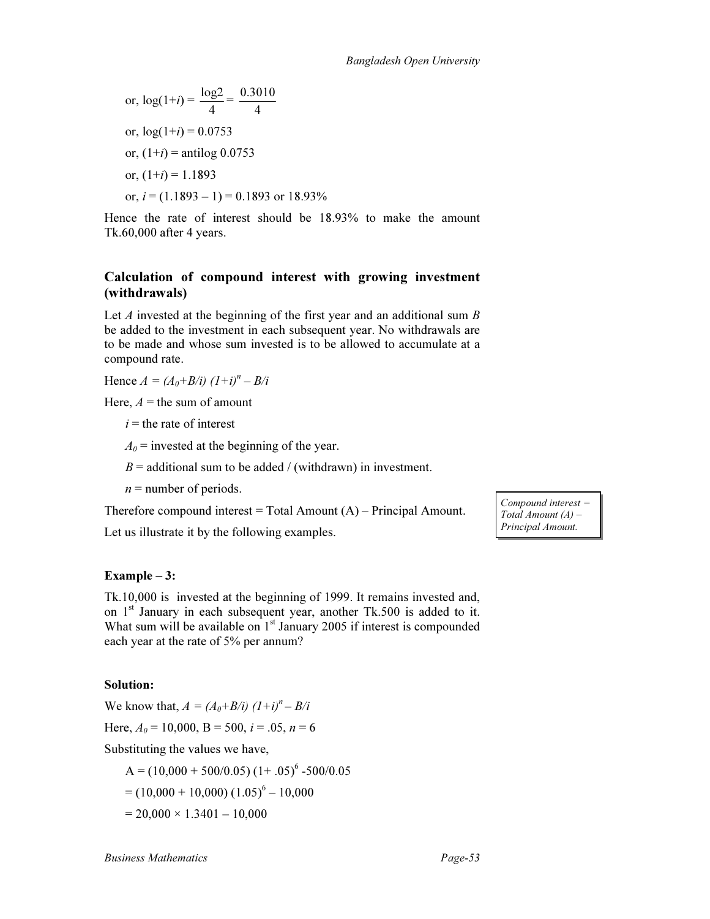or, $\log(1+i) = \frac{\log 2}{4} = \frac{0.3010}{4}$

or, $\log(1+i) = 0.0753$

or, $(1+i) = \text{antilog } 0.0753$

or, $(1+i) = 1.1893$

or, $i = (1.1893 - 1) = 0.1893$ or 18.93%

Hence the rate of interest should be 18.93% to make the amount Tk.60,000 after 4 years.

### Calculation of compound interest with growing investment (withdrawals)

Let $A$ invested at the beginning of the first year and an additional sum $B$ be added to the investment in each subsequent year. No withdrawals are to be made and whose sum invested is to be allowed to accumulate at a compound rate.

Hence $A = (A_0 + B/i)(1+i)^n - B/i$

Here, $A$ = the sum of amount

$i$ = the rate of interest

$A_0$ = invested at the beginning of the year.

$B$ = additional sum to be added / (withdrawn) in investment.

$n$ = number of periods.

Therefore compound interest = Total Amount (A) – Principal Amount.

*Compound interest = Total Amount (A) – Principal Amount.*

Let us illustrate it by the following examples.

**Example – 3:**

Tk.10,000 is invested at the beginning of 1999. It remains invested and, on 1st January in each subsequent year, another Tk.500 is added to it. What sum will be available on 1st January 2005 if interest is compounded each year at the rate of 5% per annum?

**Solution:**

We know that, $A = (A_0 + B/i)(1+i)^n - B/i$

Here, $A_0 = 10{,}000$, $B = 500$, $i = .05$, $n = 6$

Substituting the values we have,

$A = (10{,}000 + 500/0.05)(1 + .05)^6 - 500/0.05$

$= (10{,}000 + 10{,}000)(1.05)^6 - 10{,}000$

$= 20{,}000 \times 1.3401 - 10{,}000$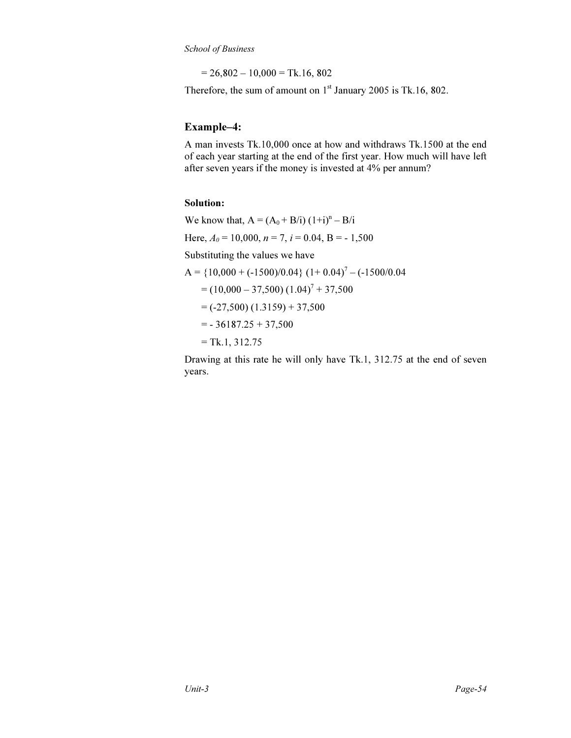= 26,802 – 10,000 = Tk.16, 802

Therefore, the sum of amount on 1st January 2005 is Tk.16, 802.

### Example–4:

A man invests Tk.10,000 once at how and withdraws Tk.1500 at the end of each year starting at the end of the first year. How much will have left after seven years if the money is invested at 4% per annum?

**Solution:**

We know that, $A = (A_0 + B/i)(1+i)^n - B/i$

Here, $A_0 = 10,000$, $n = 7$, $i = 0.04$, $B = -1,500$

Substituting the values we have

$A = \{10,000 + (-1500)/0.04\}(1+0.04)^7 - (-1500/0.04$

$= (10,000 - 37,500)(1.04)^7 + 37,500$

$= (-27,500)(1.3159) + 37,500$

$= -36187.25 + 37,500$

= Tk.1, 312.75

Drawing at this rate he will only have Tk.1, 312.75 at the end of seven years.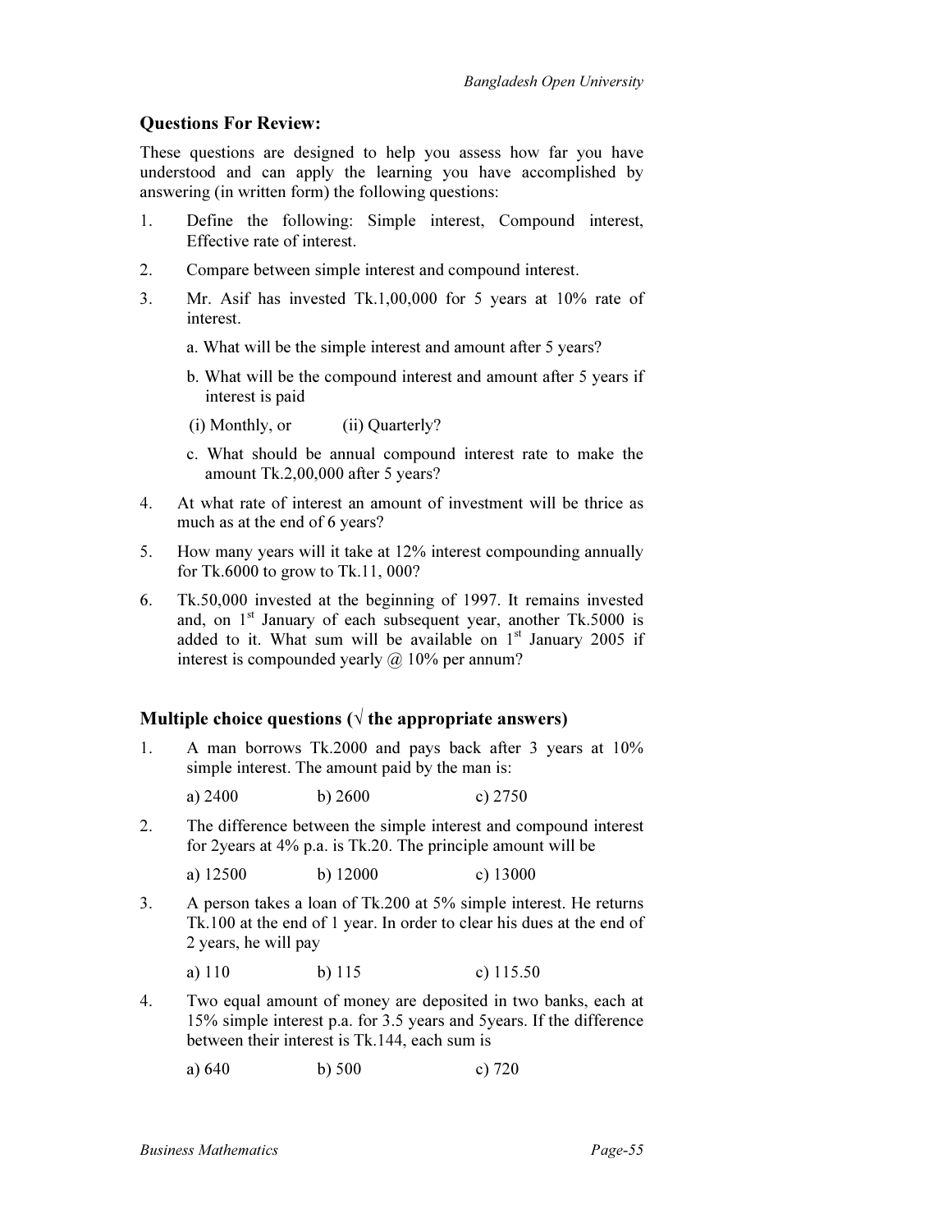## Questions For Review:

These questions are designed to help you assess how far you have understood and can apply the learning you have accomplished by answering (in written form) the following questions:

1. Define the following: Simple interest, Compound interest, Effective rate of interest.
2. Compare between simple interest and compound interest.
3. Mr. Asif has invested Tk.1,00,000 for 5 years at 10% rate of interest.

   a. What will be the simple interest and amount after 5 years?

   b. What will be the compound interest and amount after 5 years if interest is paid

   (i) Monthly, or (ii) Quarterly?

   c. What should be annual compound interest rate to make the amount Tk.2,00,000 after 5 years?
4. At what rate of interest an amount of investment will be thrice as much as at the end of 6 years?
5. How many years will it take at 12% interest compounding annually for Tk.6000 to grow to Tk.11, 000?
6. Tk.50,000 invested at the beginning of 1997. It remains invested and, on 1st January of each subsequent year, another Tk.5000 is added to it. What sum will be available on 1st January 2005 if interest is compounded yearly @ 10% per annum?

## Multiple choice questions (√ the appropriate answers)

1. A man borrows Tk.2000 and pays back after 3 years at 10% simple interest. The amount paid by the man is:

   a) 2400 b) 2600 c) 2750
2. The difference between the simple interest and compound interest for 2years at 4% p.a. is Tk.20. The principle amount will be

   a) 12500 b) 12000 c) 13000
3. A person takes a loan of Tk.200 at 5% simple interest. He returns Tk.100 at the end of 1 year. In order to clear his dues at the end of 2 years, he will pay

   a) 110 b) 115 c) 115.50
4. Two equal amount of money are deposited in two banks, each at 15% simple interest p.a. for 3.5 years and 5years. If the difference between their interest is Tk.144, each sum is

   a) 640 b) 500 c) 720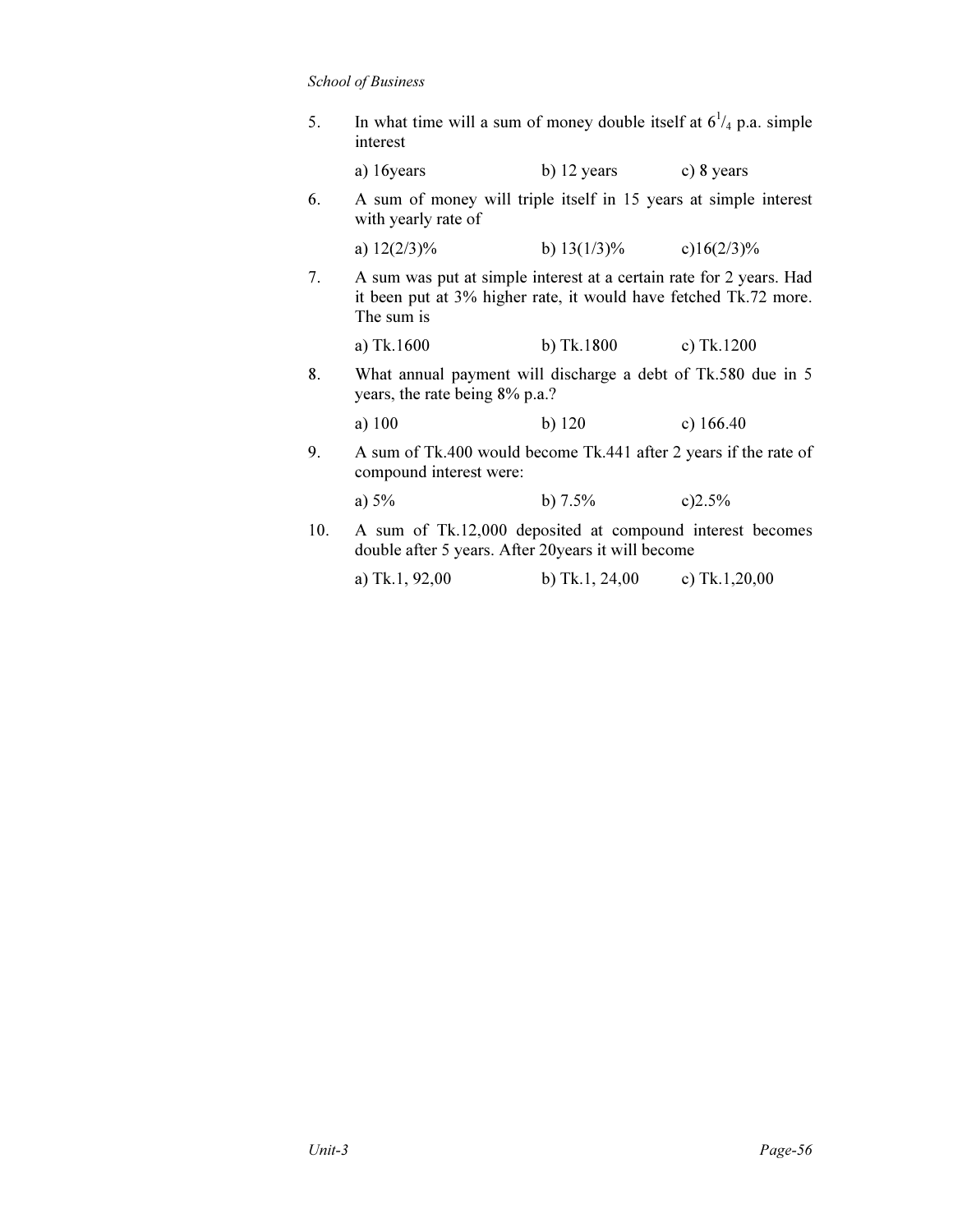5. In what time will a sum of money double itself at $6^1/_4$ p.a. simple interest

   a) 16years  b) 12 years  c) 8 years

6. A sum of money will triple itself in 15 years at simple interest with yearly rate of

   a) 12(2/3)%  b) 13(1/3)%  c)16(2/3)%

7. A sum was put at simple interest at a certain rate for 2 years. Had it been put at 3% higher rate, it would have fetched Tk.72 more. The sum is

   a) Tk.1600  b) Tk.1800  c) Tk.1200

8. What annual payment will discharge a debt of Tk.580 due in 5 years, the rate being 8% p.a.?

   a) 100  b) 120  c) 166.40

9. A sum of Tk.400 would become Tk.441 after 2 years if the rate of compound interest were:

   a) 5%  b) 7.5%  c)2.5%

10. A sum of Tk.12,000 deposited at compound interest becomes double after 5 years. After 20years it will become

    a) Tk.1, 92,00  b) Tk.1, 24,00  c) Tk.1,20,00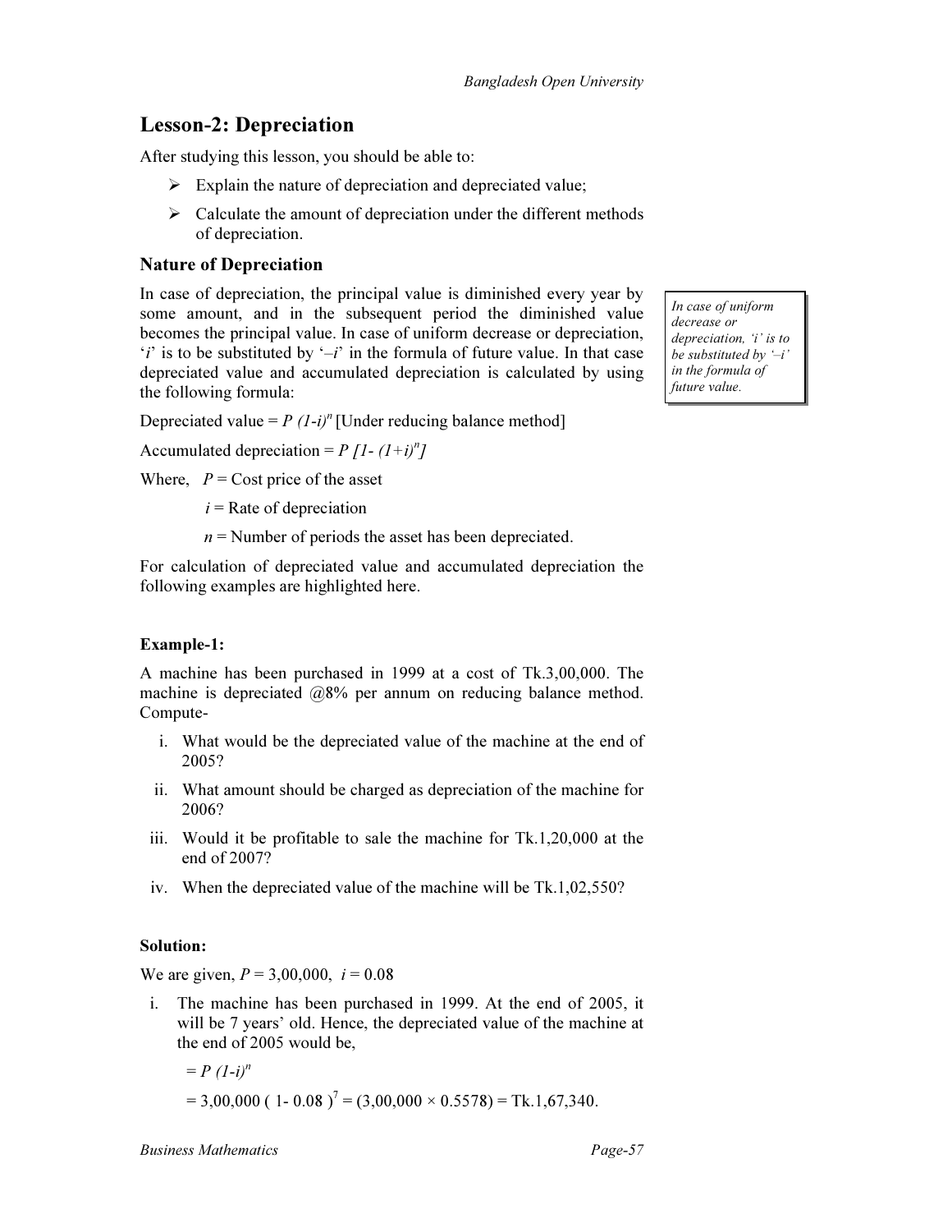## Lesson-2: Depreciation

After studying this lesson, you should be able to:

- Explain the nature of depreciation and depreciated value;
- Calculate the amount of depreciation under the different methods of depreciation.

### Nature of Depreciation

In case of depreciation, the principal value is diminished every year by some amount, and in the subsequent period the diminished value becomes the principal value. In case of uniform decrease or depreciation, '$i$' is to be substituted by '$-i$' in the formula of future value. In that case depreciated value and accumulated depreciation is calculated by using the following formula:

*In case of uniform decrease or depreciation, 'i' is to be substituted by '–i' in the formula of future value.*

Depreciated value = $P\,(1-i)^n$ [Under reducing balance method]

Accumulated depreciation = $P\,[1-(1+i)^n]$

Where, $P$ = Cost price of the asset

$i$ = Rate of depreciation

$n$ = Number of periods the asset has been depreciated.

For calculation of depreciated value and accumulated depreciation the following examples are highlighted here.

**Example-1:**

A machine has been purchased in 1999 at a cost of Tk.3,00,000. The machine is depreciated @8% per annum on reducing balance method. Compute-

i. What would be the depreciated value of the machine at the end of 2005?
ii. What amount should be charged as depreciation of the machine for 2006?
iii. Would it be profitable to sale the machine for Tk.1,20,000 at the end of 2007?
iv. When the depreciated value of the machine will be Tk.1,02,550?

**Solution:**

We are given, $P$ = 3,00,000, $i$ = 0.08

i. The machine has been purchased in 1999. At the end of 2005, it will be 7 years' old. Hence, the depreciated value of the machine at the end of 2005 would be,

$= P\,(1-i)^n$

$= 3,00,000\,(1-0.08)^7 = (3,00,000 \times 0.5578) =$ Tk.1,67,340.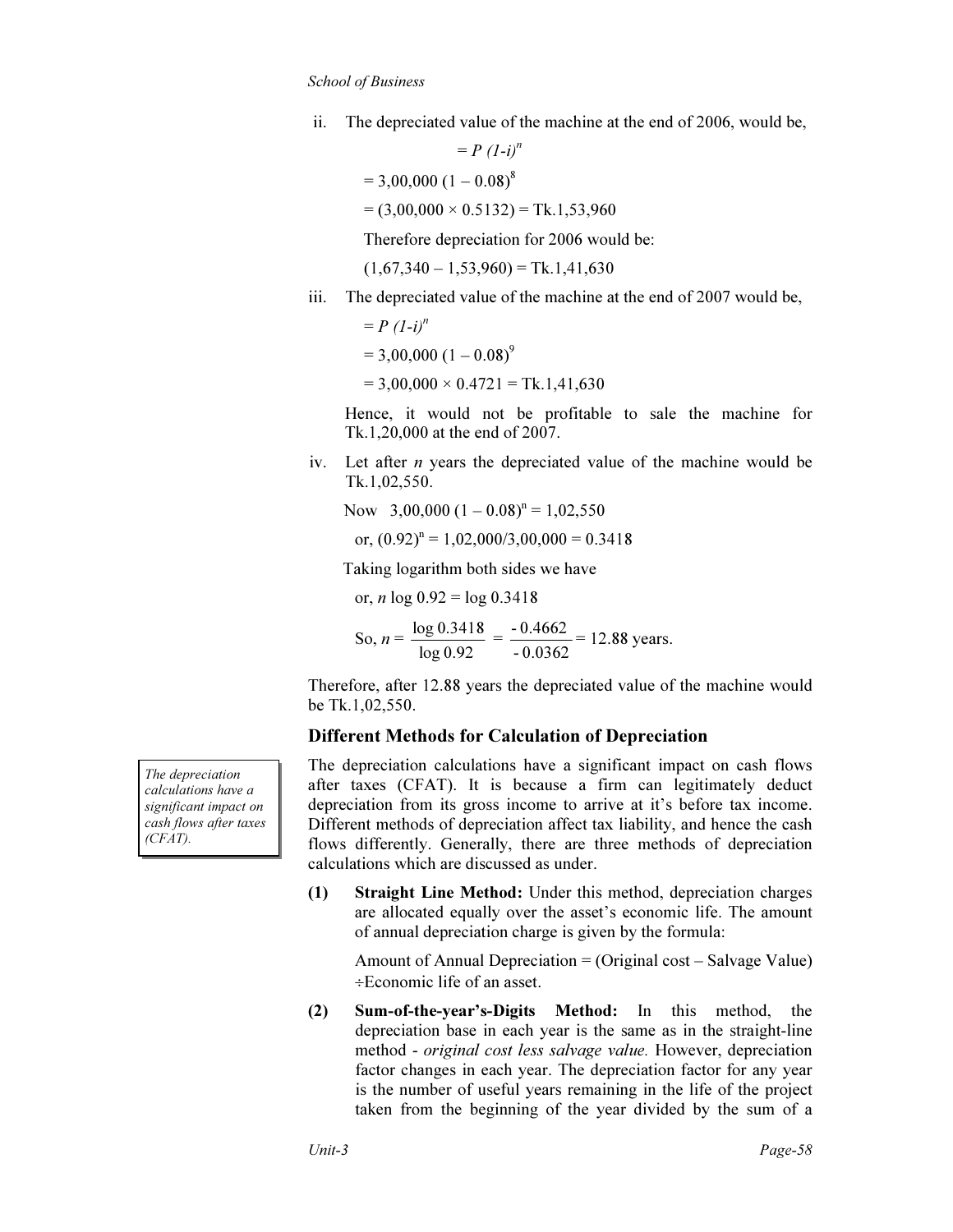ii. The depreciated value of the machine at the end of 2006, would be,

$= P\,(1-i)^n$

$= 3{,}00{,}000\,(1 - 0.08)^8$

$= (3{,}00{,}000 \times 0.5132) =$ Tk.1,53,960

Therefore depreciation for 2006 would be:

$(1{,}67{,}340 - 1{,}53{,}960) =$ Tk.1,41,630

iii. The depreciated value of the machine at the end of 2007 would be,

$= P\,(1-i)^n$

$= 3{,}00{,}000\,(1 - 0.08)^9$

$= 3{,}00{,}000 \times 0.4721 =$ Tk.1,41,630

Hence, it would not be profitable to sale the machine for Tk.1,20,000 at the end of 2007.

iv. Let after *n* years the depreciated value of the machine would be Tk.1,02,550.

Now $3{,}00{,}000\,(1 - 0.08)^n = 1{,}02{,}550$

or, $(0.92)^n = 1{,}02{,}000/3{,}00{,}000 = 0.3418$

Taking logarithm both sides we have

or, $n \log 0.92 = \log 0.3418$

So, $n = \dfrac{\log 0.3418}{\log 0.92} = \dfrac{-0.4662}{-0.0362} = 12.88$ years.

Therefore, after 12.88 years the depreciated value of the machine would be Tk.1,02,550.

## Different Methods for Calculation of Depreciation

*The depreciation calculations have a significant impact on cash flows after taxes (CFAT).*

The depreciation calculations have a significant impact on cash flows after taxes (CFAT). It is because a firm can legitimately deduct depreciation from its gross income to arrive at it's before tax income. Different methods of depreciation affect tax liability, and hence the cash flows differently. Generally, there are three methods of depreciation calculations which are discussed as under.

**(1) Straight Line Method:** Under this method, depreciation charges are allocated equally over the asset's economic life. The amount of annual depreciation charge is given by the formula:

Amount of Annual Depreciation = (Original cost – Salvage Value) ÷Economic life of an asset.

**(2) Sum-of-the-year's-Digits Method:** In this method, the depreciation base in each year is the same as in the straight-line method - *original cost less salvage value.* However, depreciation factor changes in each year. The depreciation factor for any year is the number of useful years remaining in the life of the project taken from the beginning of the year divided by the sum of a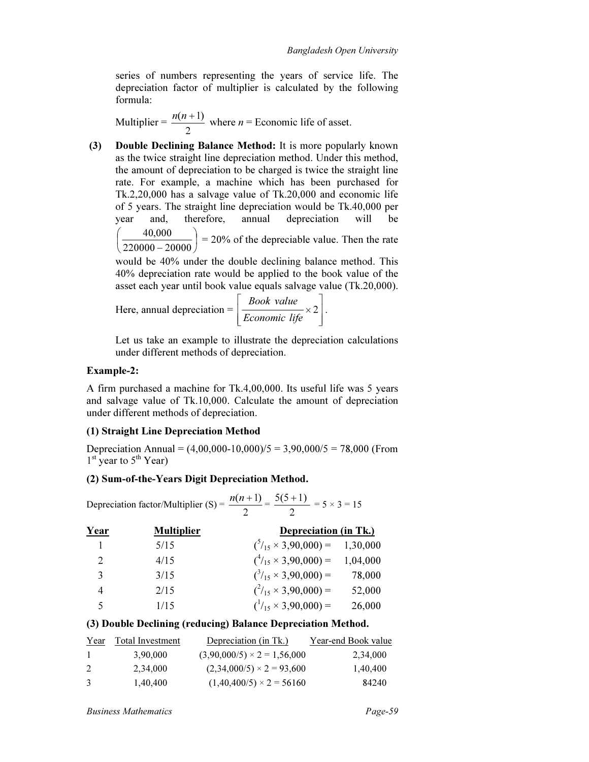series of numbers representing the years of service life. The depreciation factor of multiplier is calculated by the following formula:

Multiplier = $\frac{n(n+1)}{2}$ where $n$ = Economic life of asset.

**(3) Double Declining Balance Method:** It is more popularly known as the twice straight line depreciation method. Under this method, the amount of depreciation to be charged is twice the straight line rate. For example, a machine which has been purchased for Tk.2,20,000 has a salvage value of Tk.20,000 and economic life of 5 years. The straight line depreciation would be Tk.40,000 per year and, therefore, annual depreciation will be $\left(\frac{40,000}{220000-20000}\right)$ = 20% of the depreciable value. Then the rate would be 40% under the double declining balance method. This 40% depreciation rate would be applied to the book value of the asset each year until book value equals salvage value (Tk.20,000).

Here, annual depreciation = $\left[\frac{Book\ value}{Economic\ life} \times 2\right]$.

Let us take an example to illustrate the depreciation calculations under different methods of depreciation.

**Example-2:**

A firm purchased a machine for Tk.4,00,000. Its useful life was 5 years and salvage value of Tk.10,000. Calculate the amount of depreciation under different methods of depreciation.

**(1) Straight Line Depreciation Method**

Depreciation Annual = (4,00,000-10,000)/5 = 3,90,000/5 = 78,000 (From 1st year to 5th Year)

**(2) Sum-of-the-Years Digit Depreciation Method.**

Depreciation factor/Multiplier (S) = $\frac{n(n+1)}{2} = \frac{5(5+1)}{2}$ = 5 × 3 = 15

| Year | Multiplier | Depreciation (in Tk.) | |
|---|---|---|---|
| 1 | 5/15 | ($^5/_{15}$ × 3,90,000) = | 1,30,000 |
| 2 | 4/15 | ($^4/_{15}$ × 3,90,000) = | 1,04,000 |
| 3 | 3/15 | ($^3/_{15}$ × 3,90,000) = | 78,000 |
| 4 | 2/15 | ($^2/_{15}$ × 3,90,000) = | 52,000 |
| 5 | 1/15 | ($^1/_{15}$ × 3,90,000) = | 26,000 |

**(3) Double Declining (reducing) Balance Depreciation Method.**

| Year | Total Investment | Depreciation (in Tk.) | Year-end Book value |
|---|---|---|---|
| 1 | 3,90,000 | (3,90,000/5) × 2 = 1,56,000 | 2,34,000 |
| 2 | 2,34,000 | (2,34,000/5) × 2 = 93,600 | 1,40,400 |
| 3 | 1,40,400 | (1,40,400/5) × 2 = 56160 | 84240 |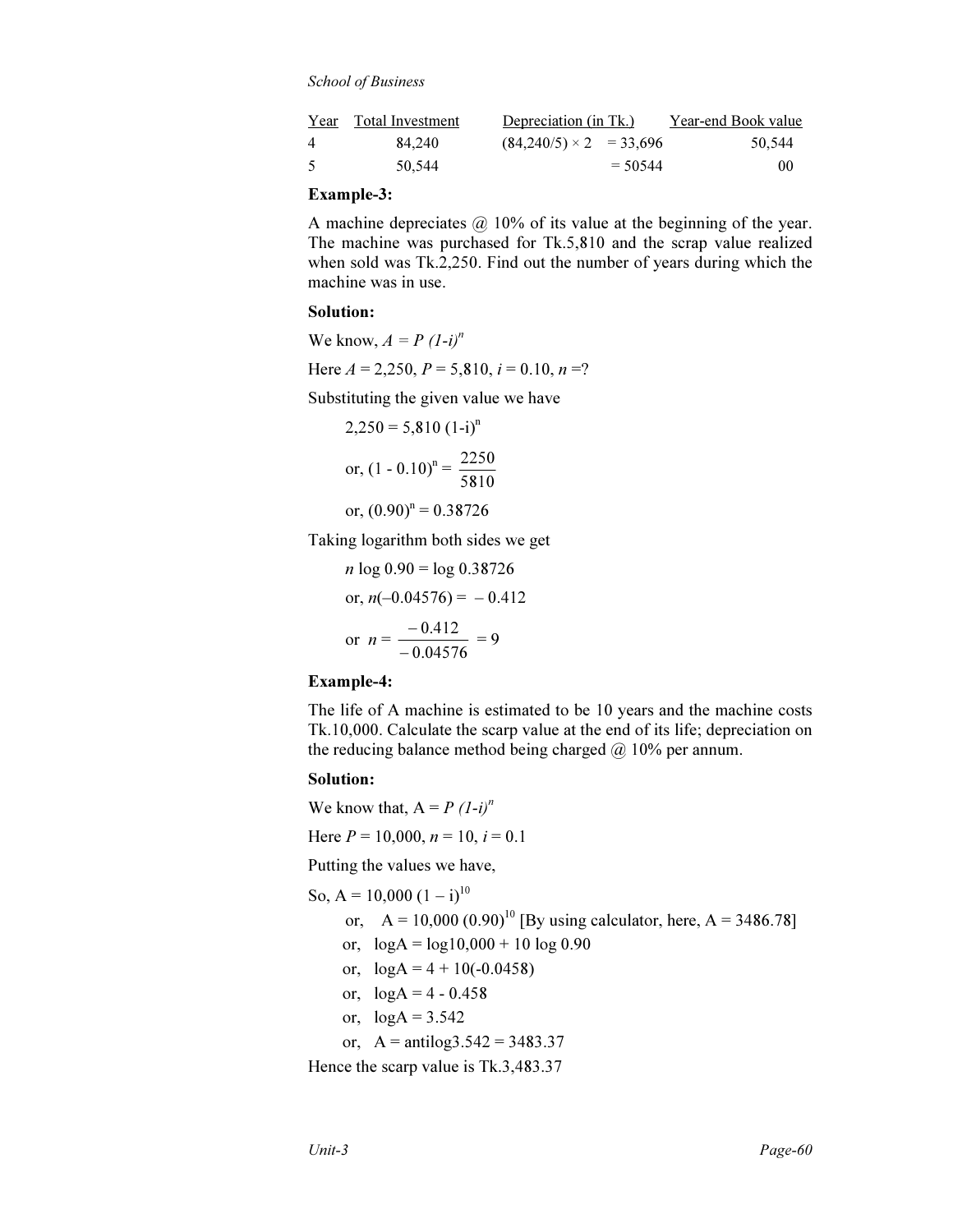| Year | Total Investment | Depreciation (in Tk.) | Year-end Book value |
|---|---|---|---|
| 4 | 84,240 | (84,240/5) × 2 = 33,696 | 50,544 |
| 5 | 50,544 | = 50544 | 00 |

### Example-3:

A machine depreciates @ 10% of its value at the beginning of the year. The machine was purchased for Tk.5,810 and the scrap value realized when sold was Tk.2,250. Find out the number of years during which the machine was in use.

**Solution:**

We know, $A = P(1-i)^n$

Here $A$ = 2,250, $P$ = 5,810, $i$ = 0.10, $n$ =?

Substituting the given value we have

$$2{,}250 = 5{,}810\,(1-i)^n$$

$$\text{or, } (1 - 0.10)^n = \frac{2250}{5810}$$

$$\text{or, } (0.90)^n = 0.38726$$

Taking logarithm both sides we get

$$n \log 0.90 = \log 0.38726$$

$$\text{or, } n(-0.04576) = -0.412$$

$$\text{or } n = \frac{-0.412}{-0.04576} = 9$$

### Example-4:

The life of A machine is estimated to be 10 years and the machine costs Tk.10,000. Calculate the scarp value at the end of its life; depreciation on the reducing balance method being charged @ 10% per annum.

**Solution:**

We know that, $A = P(1-i)^n$

Here $P$ = 10,000, $n$ = 10, $i$ = 0.1

Putting the values we have,

So, $A = 10{,}000\,(1-i)^{10}$

or, $A = 10{,}000\,(0.90)^{10}$ [By using calculator, here, A = 3486.78]

or, $\log A = \log 10{,}000 + 10 \log 0.90$

or, $\log A = 4 + 10(-0.0458)$

or, $\log A = 4 - 0.458$

or, $\log A = 3.542$

or, $A = \text{antilog}\,3.542 = 3483.37$

Hence the scarp value is Tk.3,483.37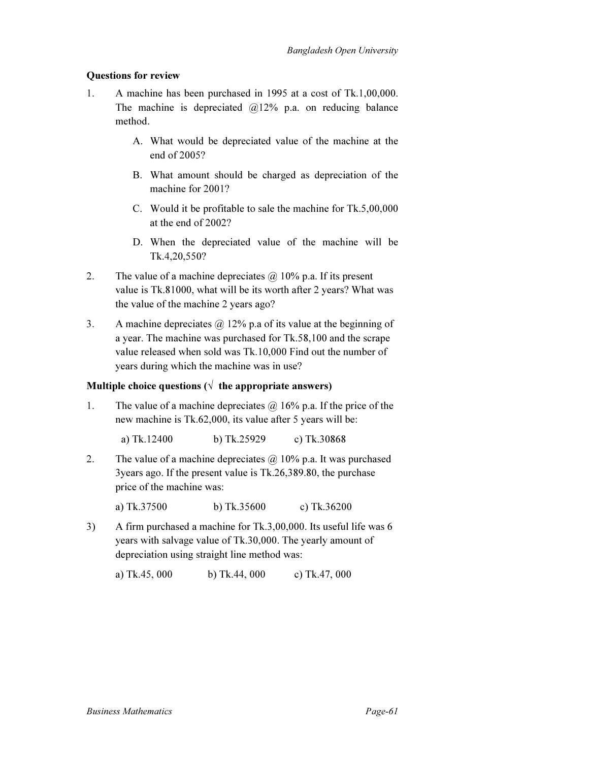**Questions for review**

1. A machine has been purchased in 1995 at a cost of Tk.1,00,000. The machine is depreciated @12% p.a. on reducing balance method.

   A. What would be depreciated value of the machine at the end of 2005?

   B. What amount should be charged as depreciation of the machine for 2001?

   C. Would it be profitable to sale the machine for Tk.5,00,000 at the end of 2002?

   D. When the depreciated value of the machine will be Tk.4,20,550?

2. The value of a machine depreciates @ 10% p.a. If its present value is Tk.81000, what will be its worth after 2 years? What was the value of the machine 2 years ago?

3. A machine depreciates @ 12% p.a of its value at the beginning of a year. The machine was purchased for Tk.58,100 and the scrape value released when sold was Tk.10,000 Find out the number of years during which the machine was in use?

**Multiple choice questions (√ the appropriate answers)**

1. The value of a machine depreciates @ 16% p.a. If the price of the new machine is Tk.62,000, its value after 5 years will be:

   a) Tk.12400 b) Tk.25929 c) Tk.30868

2. The value of a machine depreciates @ 10% p.a. It was purchased 3years ago. If the present value is Tk.26,389.80, the purchase price of the machine was:

   a) Tk.37500 b) Tk.35600 c) Tk.36200

3) A firm purchased a machine for Tk.3,00,000. Its useful life was 6 years with salvage value of Tk.30,000. The yearly amount of depreciation using straight line method was:

   a) Tk.45, 000 b) Tk.44, 000 c) Tk.47, 000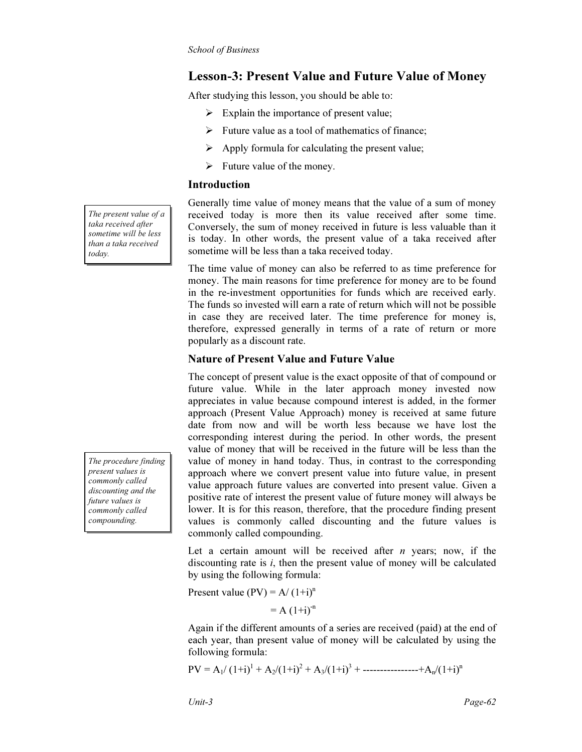## Lesson-3: Present Value and Future Value of Money

After studying this lesson, you should be able to:

- Explain the importance of present value;
- Future value as a tool of mathematics of finance;
- Apply formula for calculating the present value;
- Future value of the money.

### Introduction

*The present value of a taka received after sometime will be less than a taka received today.*

Generally time value of money means that the value of a sum of money received today is more then its value received after some time. Conversely, the sum of money received in future is less valuable than it is today. In other words, the present value of a taka received after sometime will be less than a taka received today.

The time value of money can also be referred to as time preference for money. The main reasons for time preference for money are to be found in the re-investment opportunities for funds which are received early. The funds so invested will earn a rate of return which will not be possible in case they are received later. The time preference for money is, therefore, expressed generally in terms of a rate of return or more popularly as a discount rate.

### Nature of Present Value and Future Value

*The procedure finding present values is commonly called discounting and the future values is commonly called compounding.*

The concept of present value is the exact opposite of that of compound or future value. While in the later approach money invested now appreciates in value because compound interest is added, in the former approach (Present Value Approach) money is received at same future date from now and will be worth less because we have lost the corresponding interest during the period. In other words, the present value of money that will be received in the future will be less than the value of money in hand today. Thus, in contrast to the corresponding approach where we convert present value into future value, in present value approach future values are converted into present value. Given a positive rate of interest the present value of future money will always be lower. It is for this reason, therefore, that the procedure finding present values is commonly called discounting and the future values is commonly called compounding.

Let a certain amount will be received after *n* years; now, if the discounting rate is *i*, then the present value of money will be calculated by using the following formula:

Present value (PV) $= A/ (1+i)^n$

$= A (1+i)^{-n}$

Again if the different amounts of a series are received (paid) at the end of each year, than present value of money will be calculated by using the following formula:

$$PV = A_1/ (1+i)^1 + A_2/(1+i)^2 + A_3/(1+i)^3 + \text{----------------} + A_n/(1+i)^n$$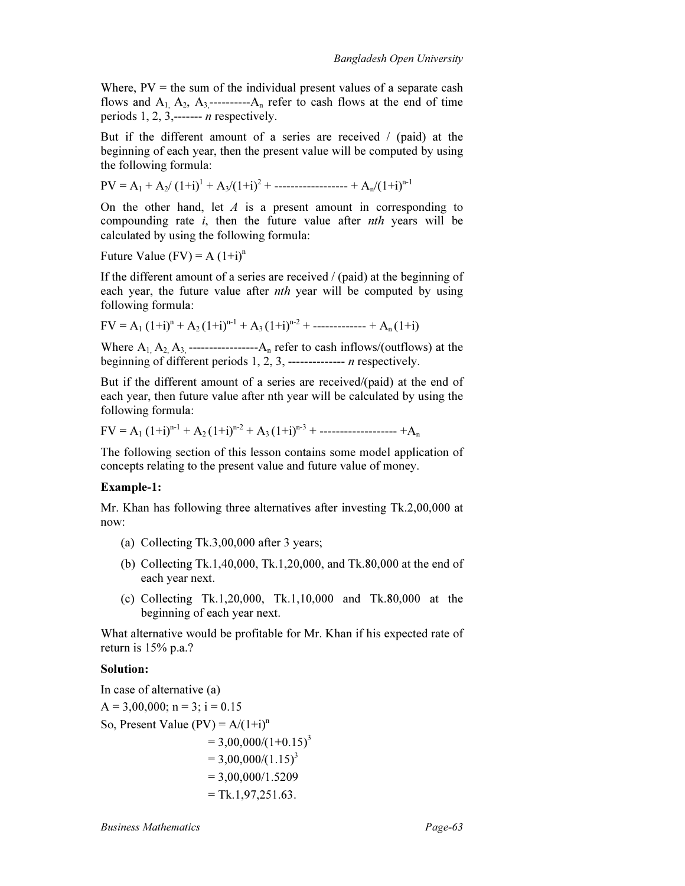Where, PV = the sum of the individual present values of a separate cash flows and $A_1, A_2, A_3$----------$A_n$ refer to cash flows at the end of time periods 1, 2, 3,------- *n* respectively.

But if the different amount of a series are received / (paid) at the beginning of each year, then the present value will be computed by using the following formula:

$$PV = A_1 + A_2/(1+i)^1 + A_3/(1+i)^2 + \text{------------------} + A_n/(1+i)^{n-1}$$

On the other hand, let *A* is a present amount in corresponding to compounding rate *i*, then the future value after *nth* years will be calculated by using the following formula:

$$\text{Future Value (FV)} = A(1+i)^n$$

If the different amount of a series are received / (paid) at the beginning of each year, the future value after *nth* year will be computed by using following formula:

$$FV = A_1(1+i)^n + A_2(1+i)^{n-1} + A_3(1+i)^{n-2} + \text{-------------} + A_n(1+i)$$

Where $A_1, A_2, A_3,$ -----------------$A_n$ refer to cash inflows/(outflows) at the beginning of different periods 1, 2, 3, -------------- *n* respectively.

But if the different amount of a series are received/(paid) at the end of each year, then future value after nth year will be calculated by using the following formula:

$$FV = A_1(1+i)^{n-1} + A_2(1+i)^{n-2} + A_3(1+i)^{n-3} + \text{-------------------} + A_n$$

The following section of this lesson contains some model application of concepts relating to the present value and future value of money.

**Example-1:**

Mr. Khan has following three alternatives after investing Tk.2,00,000 at now:

(a) Collecting Tk.3,00,000 after 3 years;

(b) Collecting Tk.1,40,000, Tk.1,20,000, and Tk.80,000 at the end of each year next.

(c) Collecting Tk.1,20,000, Tk.1,10,000 and Tk.80,000 at the beginning of each year next.

What alternative would be profitable for Mr. Khan if his expected rate of return is 15% p.a.?

**Solution:**

In case of alternative (a)

$A = 3,00,000$; $n = 3$; $i = 0.15$

So, Present Value (PV) $= A/(1+i)^n$

$= 3,00,000/(1+0.15)^3$

$= 3,00,000/(1.15)^3$

$= 3,00,000/1.5209$

$=$ Tk.1,97,251.63.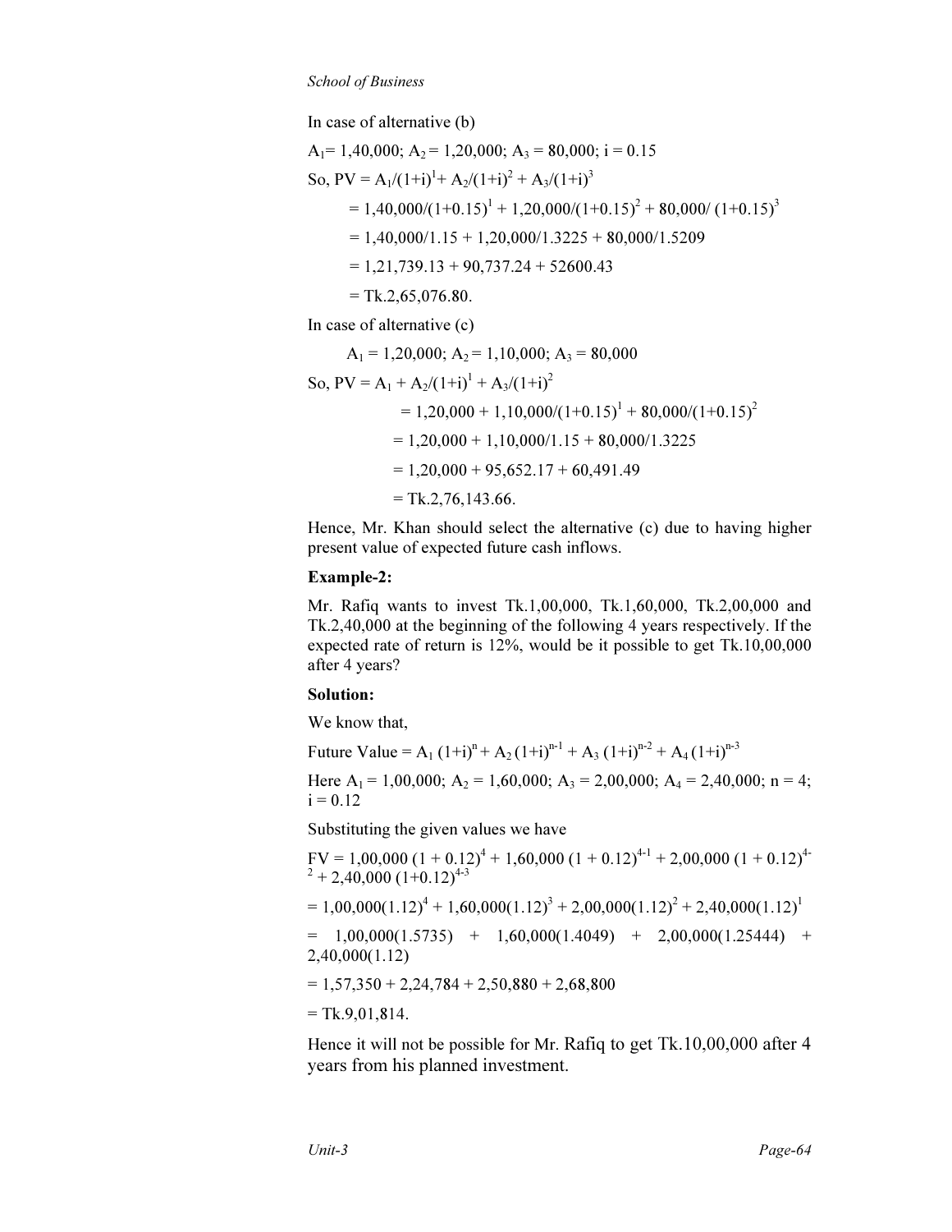In case of alternative (b)

$A_1$= 1,40,000; $A_2$ = 1,20,000; $A_3$ = 80,000; i = 0.15

So, PV = $A_1/(1+i)^1 + A_2/(1+i)^2 + A_3/(1+i)^3$

= $1,40,000/(1+0.15)^1 + 1,20,000/(1+0.15)^2 + 80,000/(1+0.15)^3$

= 1,40,000/1.15 + 1,20,000/1.3225 + 80,000/1.5209

= 1,21,739.13 + 90,737.24 + 52600.43

= Tk.2,65,076.80.

In case of alternative (c)

$A_1$ = 1,20,000; $A_2$ = 1,10,000; $A_3$ = 80,000

So, PV = $A_1 + A_2/(1+i)^1 + A_3/(1+i)^2$

= $1,20,000 + 1,10,000/(1+0.15)^1 + 80,000/(1+0.15)^2$

= 1,20,000 + 1,10,000/1.15 + 80,000/1.3225

= 1,20,000 + 95,652.17 + 60,491.49

= Tk.2,76,143.66.

Hence, Mr. Khan should select the alternative (c) due to having higher present value of expected future cash inflows.

**Example-2:**

Mr. Rafiq wants to invest Tk.1,00,000, Tk.1,60,000, Tk.2,00,000 and Tk.2,40,000 at the beginning of the following 4 years respectively. If the expected rate of return is 12%, would be it possible to get Tk.10,00,000 after 4 years?

**Solution:**

We know that,

Future Value = $A_1(1+i)^n + A_2(1+i)^{n-1} + A_3(1+i)^{n-2} + A_4(1+i)^{n-3}$

Here $A_1$ = 1,00,000; $A_2$ = 1,60,000; $A_3$ = 2,00,000; $A_4$ = 2,40,000; n = 4; i = 0.12

Substituting the given values we have

FV = $1,00,000(1 + 0.12)^4 + 1,60,000(1 + 0.12)^{4-1} + 2,00,000(1 + 0.12)^{4-2} + 2,40,000(1+0.12)^{4-3}$

= $1,00,000(1.12)^4 + 1,60,000(1.12)^3 + 2,00,000(1.12)^2 + 2,40,000(1.12)^1$

= 1,00,000(1.5735) + 1,60,000(1.4049) + 2,00,000(1.25444) + 2,40,000(1.12)

= 1,57,350 + 2,24,784 + 2,50,880 + 2,68,800

= Tk.9,01,814.

Hence it will not be possible for Mr. Rafiq to get Tk.10,00,000 after 4 years from his planned investment.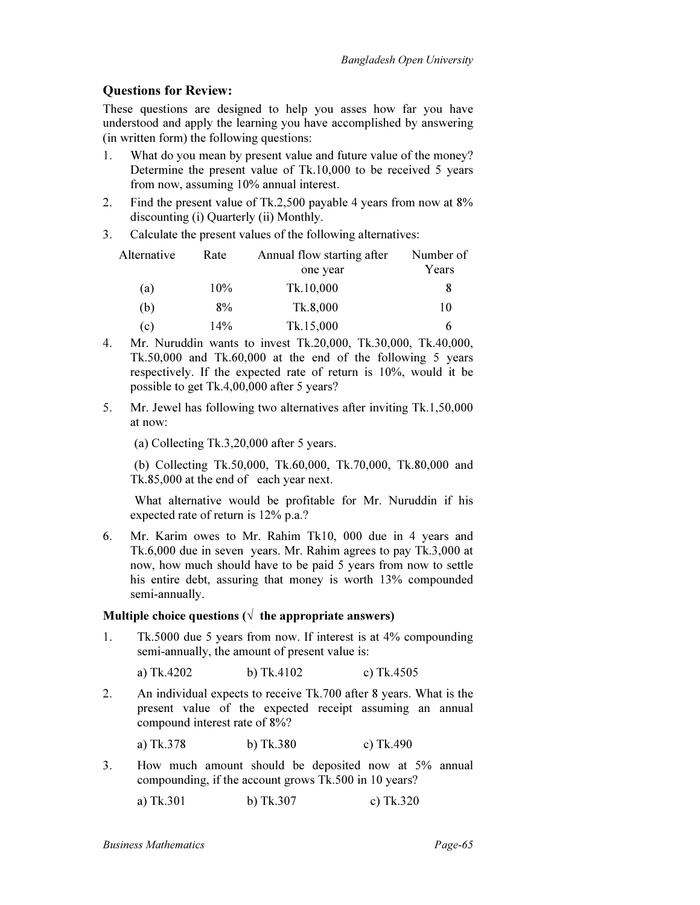## Questions for Review:

These questions are designed to help you asses how far you have understood and apply the learning you have accomplished by answering (in written form) the following questions:

1. What do you mean by present value and future value of the money? Determine the present value of Tk.10,000 to be received 5 years from now, assuming 10% annual interest.
2. Find the present value of Tk.2,500 payable 4 years from now at 8% discounting (i) Quarterly (ii) Monthly.
3. Calculate the present values of the following alternatives:

| Alternative | Rate | Annual flow starting after one year | Number of Years |
|---|---|---|---|
| (a) | 10% | Tk.10,000 | 8 |
| (b) | 8% | Tk.8,000 | 10 |
| (c) | 14% | Tk.15,000 | 6 |

4. Mr. Nuruddin wants to invest Tk.20,000, Tk.30,000, Tk.40,000, Tk.50,000 and Tk.60,000 at the end of the following 5 years respectively. If the expected rate of return is 10%, would it be possible to get Tk.4,00,000 after 5 years?
5. Mr. Jewel has following two alternatives after inviting Tk.1,50,000 at now:

   (a) Collecting Tk.3,20,000 after 5 years.

   (b) Collecting Tk.50,000, Tk.60,000, Tk.70,000, Tk.80,000 and Tk.85,000 at the end of each year next.

   What alternative would be profitable for Mr. Nuruddin if his expected rate of return is 12% p.a.?
6. Mr. Karim owes to Mr. Rahim Tk10, 000 due in 4 years and Tk.6,000 due in seven years. Mr. Rahim agrees to pay Tk.3,000 at now, how much should have to be paid 5 years from now to settle his entire debt, assuring that money is worth 13% compounded semi-annually.

### Multiple choice questions (√ the appropriate answers)

1. Tk.5000 due 5 years from now. If interest is at 4% compounding semi-annually, the amount of present value is:

   a) Tk.4202 b) Tk.4102 c) Tk.4505
2. An individual expects to receive Tk.700 after 8 years. What is the present value of the expected receipt assuming an annual compound interest rate of 8%?

   a) Tk.378 b) Tk.380 c) Tk.490
3. How much amount should be deposited now at 5% annual compounding, if the account grows Tk.500 in 10 years?

   a) Tk.301 b) Tk.307 c) Tk.320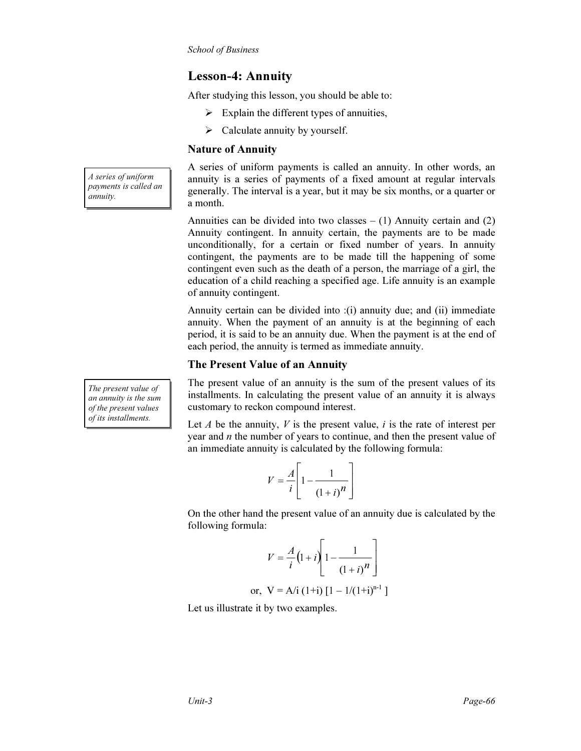## Lesson-4: Annuity

After studying this lesson, you should be able to:

- Explain the different types of annuities,
- Calculate annuity by yourself.

### Nature of Annuity

*A series of uniform payments is called an annuity.*

A series of uniform payments is called an annuity. In other words, an annuity is a series of payments of a fixed amount at regular intervals generally. The interval is a year, but it may be six months, or a quarter or a month.

Annuities can be divided into two classes – (1) Annuity certain and (2) Annuity contingent. In annuity certain, the payments are to be made unconditionally, for a certain or fixed number of years. In annuity contingent, the payments are to be made till the happening of some contingent even such as the death of a person, the marriage of a girl, the education of a child reaching a specified age. Life annuity is an example of annuity contingent.

Annuity certain can be divided into :(i) annuity due; and (ii) immediate annuity. When the payment of an annuity is at the beginning of each period, it is said to be an annuity due. When the payment is at the end of each period, the annuity is termed as immediate annuity.

### The Present Value of an Annuity

*The present value of an annuity is the sum of the present values of its installments.*

The present value of an annuity is the sum of the present values of its installments. In calculating the present value of an annuity it is always customary to reckon compound interest.

Let $A$ be the annuity, $V$ is the present value, $i$ is the rate of interest per year and $n$ the number of years to continue, and then the present value of an immediate annuity is calculated by the following formula:

$$V = \frac{A}{i}\left[1 - \frac{1}{(1+i)^n}\right]$$

On the other hand the present value of an annuity due is calculated by the following formula:

$$V = \frac{A}{i}(1+i)\left[1 - \frac{1}{(1+i)^n}\right]$$

or, $V = A/i\ (1+i)\ [1 - 1/(1+i)^{n-1}\ ]$

Let us illustrate it by two examples.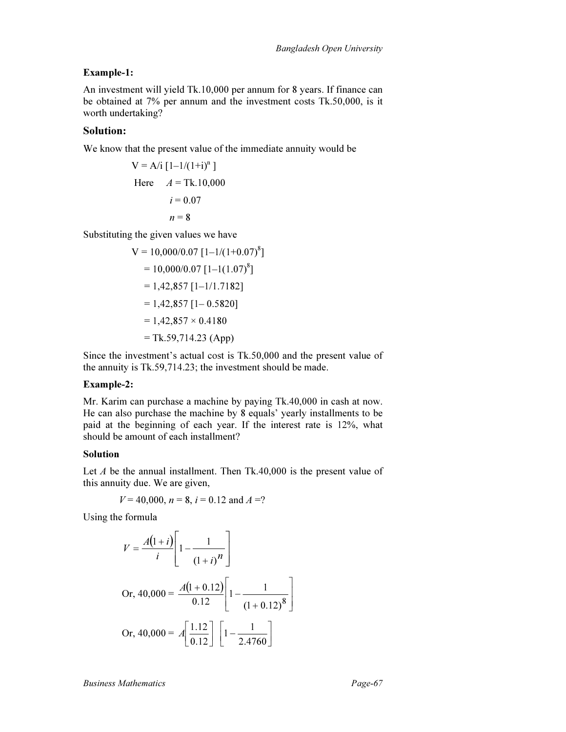**Example-1:**

An investment will yield Tk.10,000 per annum for 8 years. If finance can be obtained at 7% per annum and the investment costs Tk.50,000, is it worth undertaking?

## Solution:

We know that the present value of the immediate annuity would be

$$V = A/i\ [1–1/(1+i)^n\ ]$$

Here $A$ = Tk.10,000

$i$ = 0.07

$n$ = 8

Substituting the given values we have

$$V = 10,000/0.07\ [1–1/(1+0.07)^8]$$

$$= 10,000/0.07\ [1–1(1.07)^8]$$

$$= 1,42,857\ [1–1/1.7182]$$

$$= 1,42,857\ [1– 0.5820]$$

$$= 1,42,857 \times 0.4180$$

= Tk.59,714.23 (App)

Since the investment's actual cost is Tk.50,000 and the present value of the annuity is Tk.59,714.23; the investment should be made.

**Example-2:**

Mr. Karim can purchase a machine by paying Tk.40,000 in cash at now. He can also purchase the machine by 8 equals' yearly installments to be paid at the beginning of each year. If the interest rate is 12%, what should be amount of each installment?

**Solution**

Let $A$ be the annual installment. Then Tk.40,000 is the present value of this annuity due. We are given,

$V$ = 40,000, $n$ = 8, $i$ = 0.12 and $A$ =?

Using the formula

$$V = \frac{A(1+i)}{i}\left[1 - \frac{1}{(1+i)^n}\right]$$

$$\text{Or, } 40,000 = \frac{A(1+0.12)}{0.12}\left[1 - \frac{1}{(1+0.12)^8}\right]$$

$$\text{Or, } 40,000 = A\left[\frac{1.12}{0.12}\right]\left[1 - \frac{1}{2.4760}\right]$$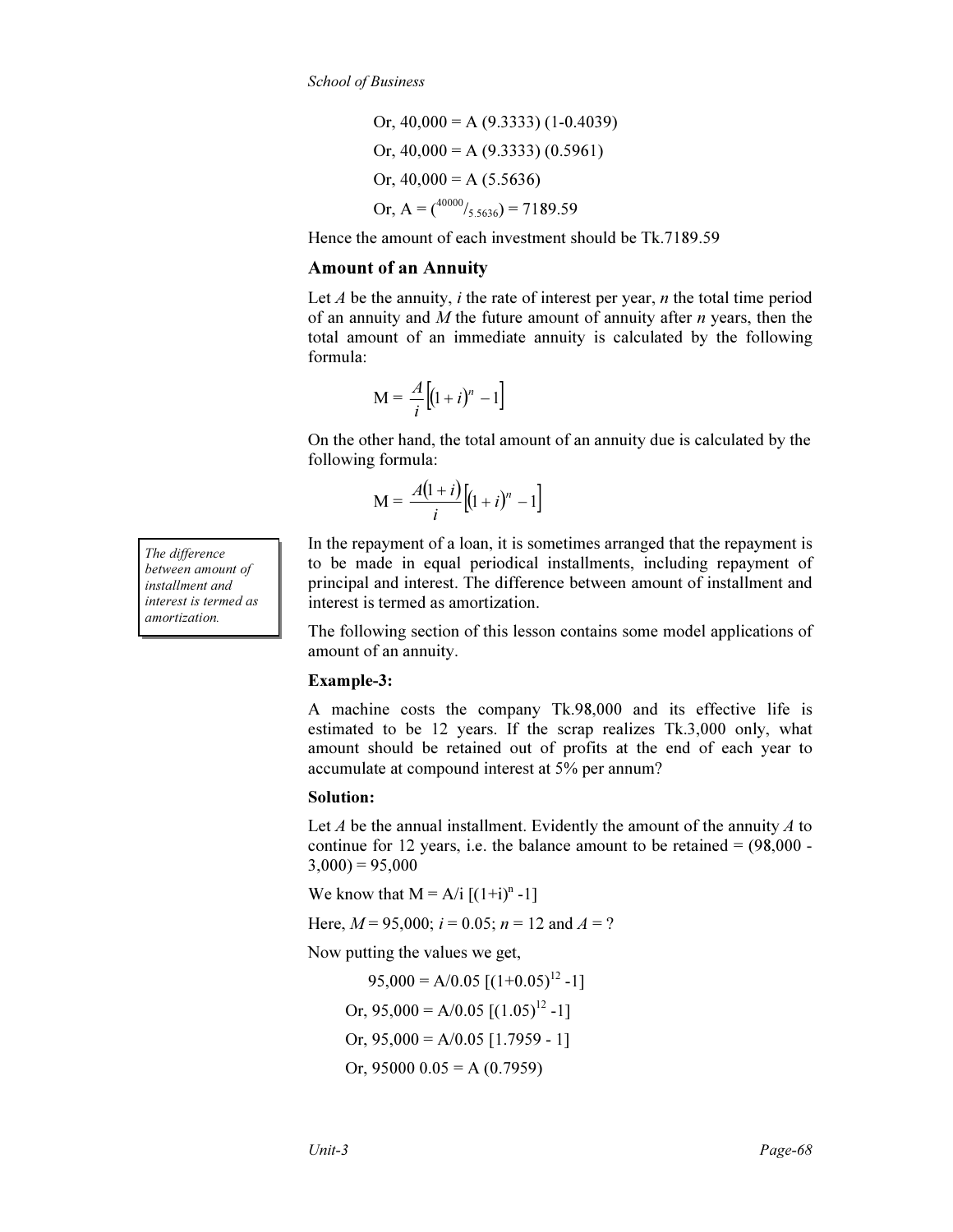Or, 40,000 = A (9.3333) (1-0.4039)

Or, 40,000 = A (9.3333) (0.5961)

Or, 40,000 = A (5.5636)

Or, A = ($^{40000}/_{5.5636}$) = 7189.59

Hence the amount of each investment should be Tk.7189.59

### Amount of an Annuity

Let *A* be the annuity, *i* the rate of interest per year, *n* the total time period of an annuity and *M* the future amount of annuity after *n* years, then the total amount of an immediate annuity is calculated by the following formula:

$$M = \frac{A}{i}\left[(1+i)^n - 1\right]$$

On the other hand, the total amount of an annuity due is calculated by the following formula:

$$M = \frac{A(1+i)}{i}\left[(1+i)^n - 1\right]$$

*The difference between amount of installment and interest is termed as amortization.*

In the repayment of a loan, it is sometimes arranged that the repayment is to be made in equal periodical installments, including repayment of principal and interest. The difference between amount of installment and interest is termed as amortization.

The following section of this lesson contains some model applications of amount of an annuity.

**Example-3:**

A machine costs the company Tk.98,000 and its effective life is estimated to be 12 years. If the scrap realizes Tk.3,000 only, what amount should be retained out of profits at the end of each year to accumulate at compound interest at 5% per annum?

**Solution:**

Let *A* be the annual installment. Evidently the amount of the annuity *A* to continue for 12 years, i.e. the balance amount to be retained = (98,000 - 3,000) = 95,000

We know that M = A/i [$(1+i)^n$ -1]

Here, *M* = 95,000; *i* = 0.05; *n* = 12 and *A* = ?

Now putting the values we get,

95,000 = A/0.05 [$(1+0.05)^{12}$ -1]

Or, 95,000 = A/0.05 [$(1.05)^{12}$ -1]

Or, 95,000 = A/0.05 [1.7959 - 1]

Or, 95000 0.05 = A (0.7959)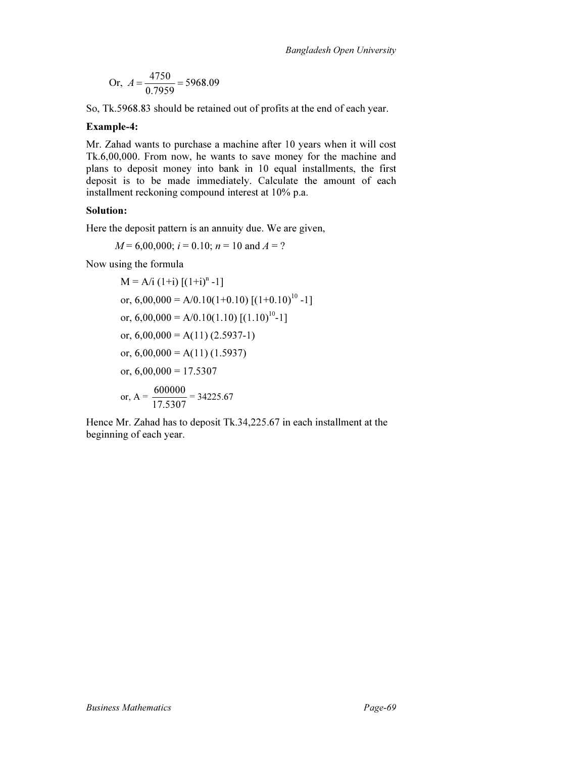$$\text{Or, } A = \frac{4750}{0.7959} = 5968.09$$

So, Tk.5968.83 should be retained out of profits at the end of each year.

**Example-4:**

Mr. Zahad wants to purchase a machine after 10 years when it will cost Tk.6,00,000. From now, he wants to save money for the machine and plans to deposit money into bank in 10 equal installments, the first deposit is to be made immediately. Calculate the amount of each installment reckoning compound interest at 10% p.a.

**Solution:**

Here the deposit pattern is an annuity due. We are given,

$M$ = 6,00,000; $i$ = 0.10; $n$ = 10 and $A$ = ?

Now using the formula

$M = A/i\ (1+i)\ [(1+i)^n - 1]$

or, $6,00,000 = A/0.10(1+0.10)\ [(1+0.10)^{10} - 1]$

or, $6,00,000 = A/0.10(1.10)\ [(1.10)^{10} - 1]$

or, $6,00,000 = A(11)\ (2.5937-1)$

or, $6,00,000 = A(11)\ (1.5937)$

or, $6,00,000 = 17.5307$

or, $A = \dfrac{600000}{17.5307} = 34225.67$

Hence Mr. Zahad has to deposit Tk.34,225.67 in each installment at the beginning of each year.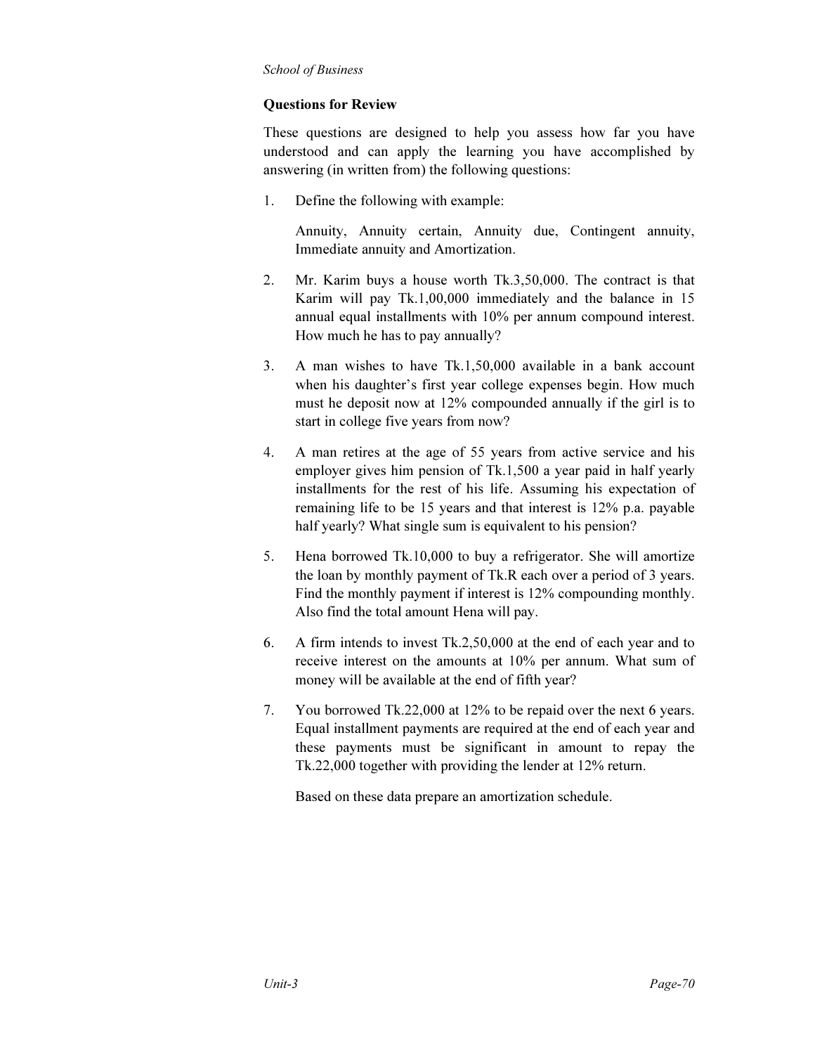## Questions for Review

These questions are designed to help you assess how far you have understood and can apply the learning you have accomplished by answering (in written from) the following questions:

1. Define the following with example:

   Annuity, Annuity certain, Annuity due, Contingent annuity, Immediate annuity and Amortization.

2. Mr. Karim buys a house worth Tk.3,50,000. The contract is that Karim will pay Tk.1,00,000 immediately and the balance in 15 annual equal installments with 10% per annum compound interest. How much he has to pay annually?

3. A man wishes to have Tk.1,50,000 available in a bank account when his daughter's first year college expenses begin. How much must he deposit now at 12% compounded annually if the girl is to start in college five years from now?

4. A man retires at the age of 55 years from active service and his employer gives him pension of Tk.1,500 a year paid in half yearly installments for the rest of his life. Assuming his expectation of remaining life to be 15 years and that interest is 12% p.a. payable half yearly? What single sum is equivalent to his pension?

5. Hena borrowed Tk.10,000 to buy a refrigerator. She will amortize the loan by monthly payment of Tk.R each over a period of 3 years. Find the monthly payment if interest is 12% compounding monthly. Also find the total amount Hena will pay.

6. A firm intends to invest Tk.2,50,000 at the end of each year and to receive interest on the amounts at 10% per annum. What sum of money will be available at the end of fifth year?

7. You borrowed Tk.22,000 at 12% to be repaid over the next 6 years. Equal installment payments are required at the end of each year and these payments must be significant in amount to repay the Tk.22,000 together with providing the lender at 12% return.

   Based on these data prepare an amortization schedule.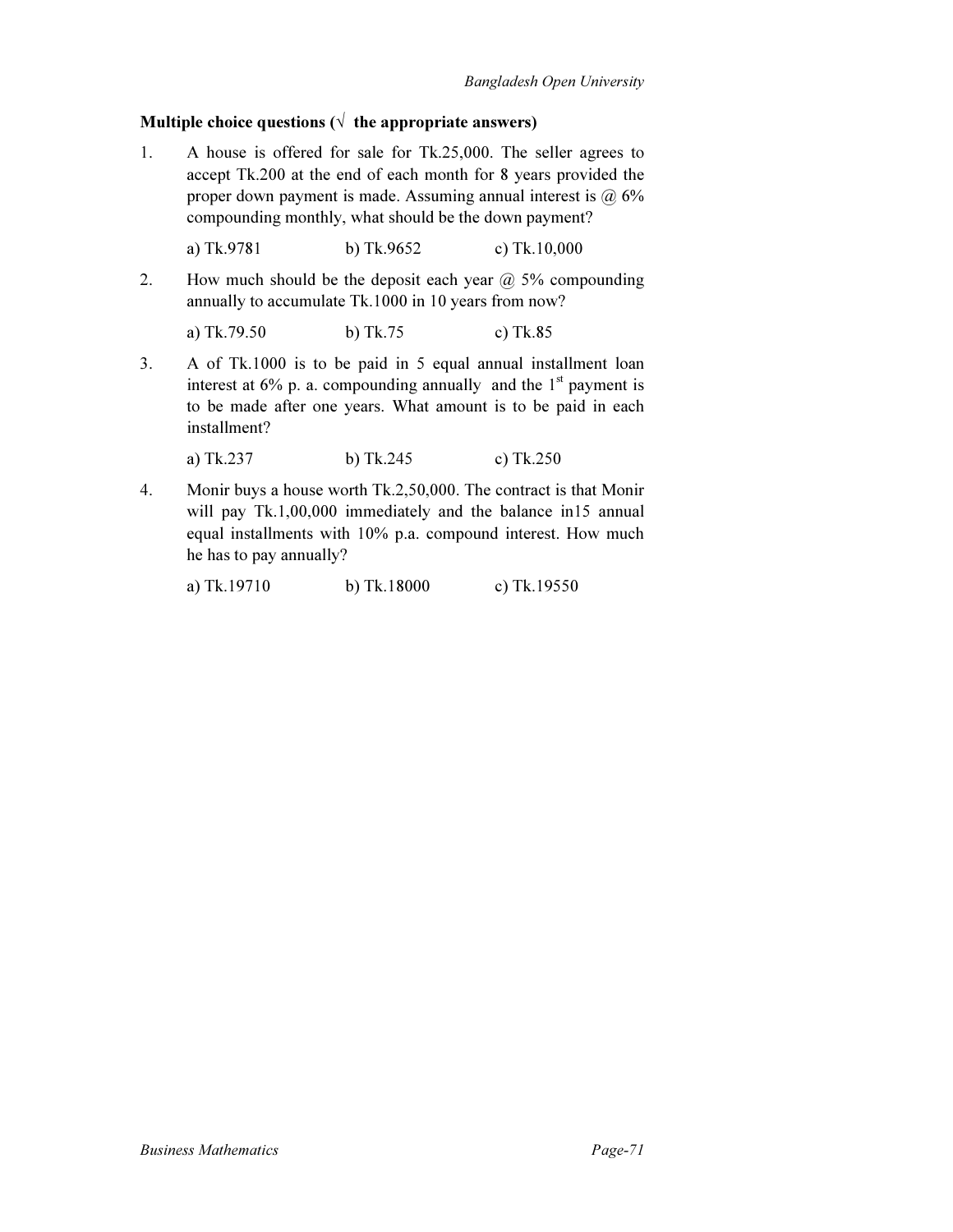### Multiple choice questions (√ the appropriate answers)

1. A house is offered for sale for Tk.25,000. The seller agrees to accept Tk.200 at the end of each month for 8 years provided the proper down payment is made. Assuming annual interest is @ 6% compounding monthly, what should be the down payment?

   a) Tk.9781 b) Tk.9652 c) Tk.10,000

2. How much should be the deposit each year @ 5% compounding annually to accumulate Tk.1000 in 10 years from now?

   a) Tk.79.50 b) Tk.75 c) Tk.85

3. A of Tk.1000 is to be paid in 5 equal annual installment loan interest at 6% p. a. compounding annually and the 1st payment is to be made after one years. What amount is to be paid in each installment?

   a) Tk.237 b) Tk.245 c) Tk.250

4. Monir buys a house worth Tk.2,50,000. The contract is that Monir will pay Tk.1,00,000 immediately and the balance in15 annual equal installments with 10% p.a. compound interest. How much he has to pay annually?

   a) Tk.19710 b) Tk.18000 c) Tk.19550